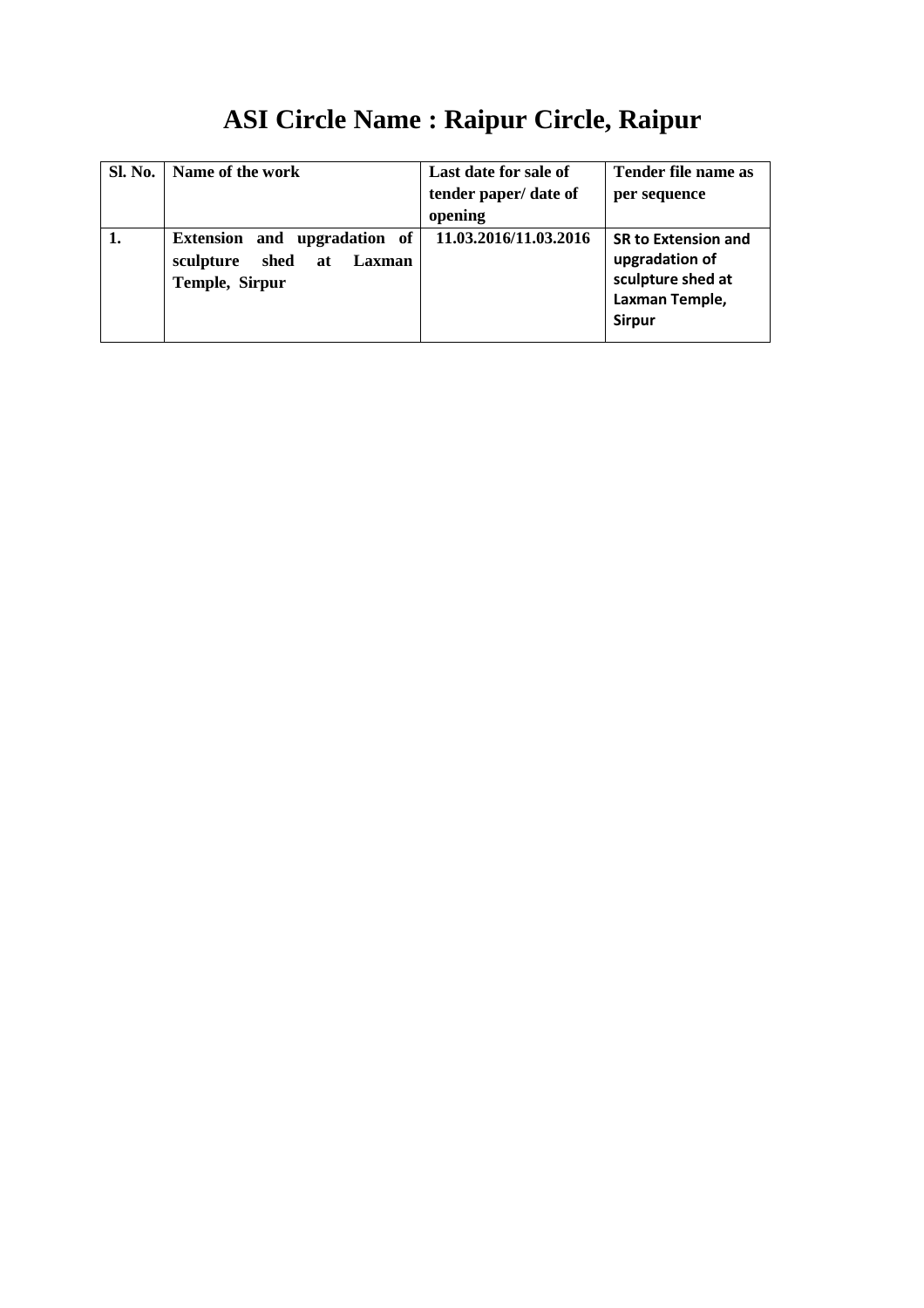# ASI Circle Name : Raipur Circle, Raipur

| Sl. No. | Name of the work | Last date for sale of tender paper/ date of opening | Tender file name as per sequence |
|---|---|---|---|
| 1. | Extension and upgradation of sculpture shed at Laxman Temple, Sirpur | 11.03.2016/11.03.2016 | SR to Extension and upgradation of sculpture shed at Laxman Temple, Sirpur |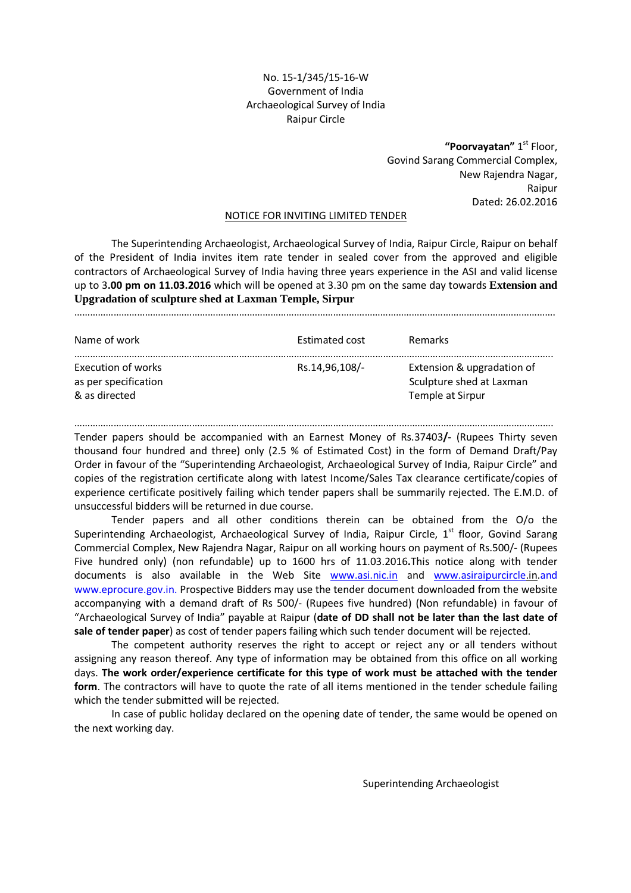No. 15-1/345/15-16-W
Government of India
Archaeological Survey of India
Raipur Circle

**"Poorvayatan"** 1st Floor,
Govind Sarang Commercial Complex,
New Rajendra Nagar,
Raipur
Dated: 26.02.2016

## NOTICE FOR INVITING LIMITED TENDER

The Superintending Archaeologist, Archaeological Survey of India, Raipur Circle, Raipur on behalf of the President of India invites item rate tender in sealed cover from the approved and eligible contractors of Archaeological Survey of India having three years experience in the ASI and valid license up to 3**.00 pm on 11.03.2016** which will be opened at 3.30 pm on the same day towards **Extension and Upgradation of sculpture shed at Laxman Temple, Sirpur**

| Name of work | Estimated cost | Remarks |
|---|---|---|
| Execution of works as per specification & as directed | Rs.14,96,108/- | Extension & upgradation of Sculpture shed at Laxman Temple at Sirpur |

Tender papers should be accompanied with an Earnest Money of Rs.37403**/-** (Rupees Thirty seven thousand four hundred and three) only (2.5 % of Estimated Cost) in the form of Demand Draft/Pay Order in favour of the "Superintending Archaeologist, Archaeological Survey of India, Raipur Circle" and copies of the registration certificate along with latest Income/Sales Tax clearance certificate/copies of experience certificate positively failing which tender papers shall be summarily rejected. The E.M.D. of unsuccessful bidders will be returned in due course.

Tender papers and all other conditions therein can be obtained from the O/o the Superintending Archaeologist, Archaeological Survey of India, Raipur Circle, 1st floor, Govind Sarang Commercial Complex, New Rajendra Nagar, Raipur on all working hours on payment of Rs.500/- (Rupees Five hundred only) (non refundable) up to 1600 hrs of 11.03.2016**.**This notice along with tender documents is also available in the Web Site www.asi.nic.in and www.asiraipurcircle.in.and www.eprocure.gov.in. Prospective Bidders may use the tender document downloaded from the website accompanying with a demand draft of Rs 500/- (Rupees five hundred) (Non refundable) in favour of "Archaeological Survey of India" payable at Raipur (**date of DD shall not be later than the last date of sale of tender paper**) as cost of tender papers failing which such tender document will be rejected.

The competent authority reserves the right to accept or reject any or all tenders without assigning any reason thereof. Any type of information may be obtained from this office on all working days. **The work order/experience certificate for this type of work must be attached with the tender form**. The contractors will have to quote the rate of all items mentioned in the tender schedule failing which the tender submitted will be rejected.

In case of public holiday declared on the opening date of tender, the same would be opened on the next working day.

Superintending Archaeologist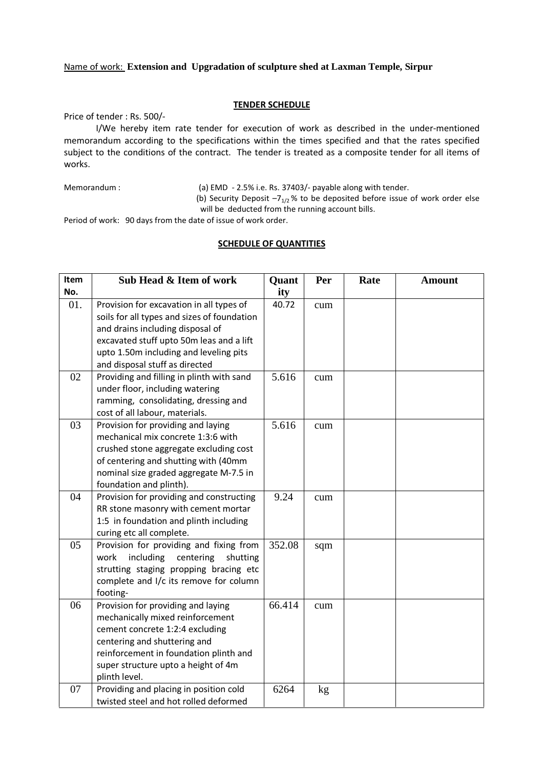Name of work: **Extension and Upgradation of sculpture shed at Laxman Temple, Sirpur**

**TENDER SCHEDULE**

Price of tender : Rs. 500/-

I/We hereby item rate tender for execution of work as described in the under-mentioned memorandum according to the specifications within the times specified and that the rates specified subject to the conditions of the contract. The tender is treated as a composite tender for all items of works.

Memorandum : (a) EMD - 2.5% i.e. Rs. 37403/- payable along with tender.

(b) Security Deposit –$7_{1/2}$ % to be deposited before issue of work order else will be deducted from the running account bills.

Period of work: 90 days from the date of issue of work order.

**SCHEDULE OF QUANTITIES**

| Item No. | Sub Head & Item of work | Quantity | Per | Rate | Amount |
|---|---|---|---|---|---|
| 01. | Provision for excavation in all types of soils for all types and sizes of foundation and drains including disposal of excavated stuff upto 50m leas and a lift upto 1.50m including and leveling pits and disposal stuff as directed | 40.72 | cum | | |
| 02 | Providing and filling in plinth with sand under floor, including watering ramming, consolidating, dressing and cost of all labour, materials. | 5.616 | cum | | |
| 03 | Provision for providing and laying mechanical mix concrete 1:3:6 with crushed stone aggregate excluding cost of centering and shutting with (40mm nominal size graded aggregate M-7.5 in foundation and plinth). | 5.616 | cum | | |
| 04 | Provision for providing and constructing RR stone masonry with cement mortar 1:5 in foundation and plinth including curing etc all complete. | 9.24 | cum | | |
| 05 | Provision for providing and fixing from work including centering shutting strutting staging propping bracing etc complete and I/c its remove for column footing- | 352.08 | sqm | | |
| 06 | Provision for providing and laying mechanically mixed reinforcement cement concrete 1:2:4 excluding centering and shuttering and reinforcement in foundation plinth and super structure upto a height of 4m plinth level. | 66.414 | cum | | |
| 07 | Providing and placing in position cold twisted steel and hot rolled deformed | 6264 | kg | | |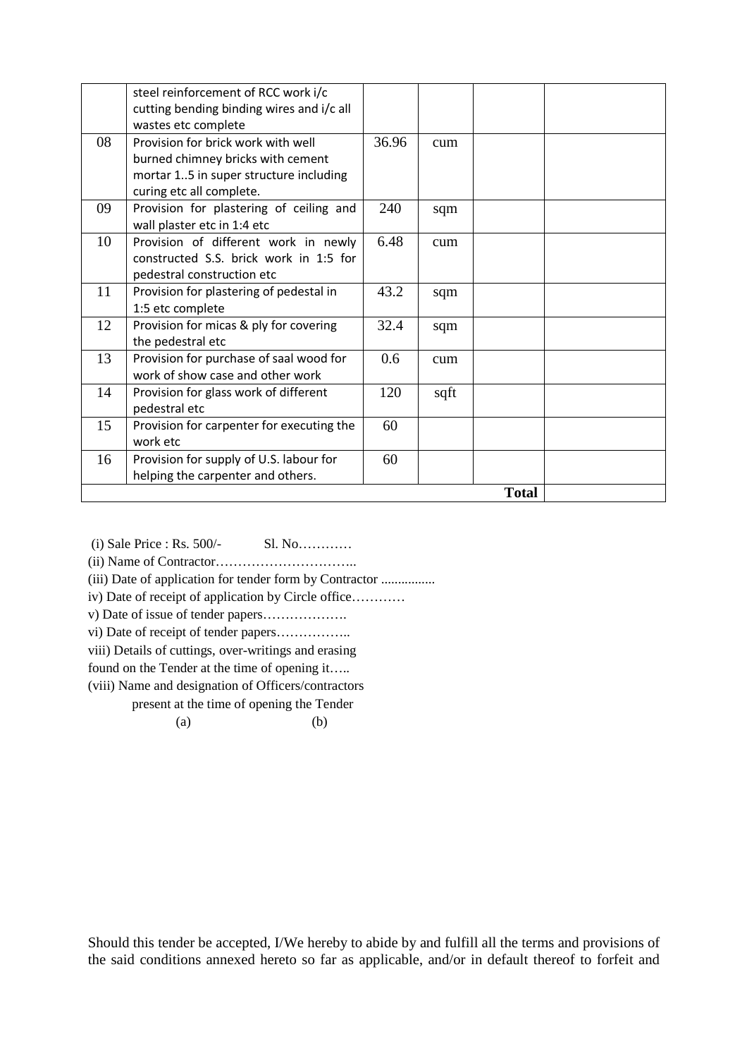| | | | | | |
|---|---|---|---|---|---|
| | steel reinforcement of RCC work i/c cutting bending binding wires and i/c all wastes etc complete | | | | |
| 08 | Provision for brick work with well burned chimney bricks with cement mortar 1..5 in super structure including curing etc all complete. | 36.96 | cum | | |
| 09 | Provision for plastering of ceiling and wall plaster etc in 1:4 etc | 240 | sqm | | |
| 10 | Provision of different work in newly constructed S.S. brick work in 1:5 for pedestral construction etc | 6.48 | cum | | |
| 11 | Provision for plastering of pedestal in 1:5 etc complete | 43.2 | sqm | | |
| 12 | Provision for micas & ply for covering the pedestral etc | 32.4 | sqm | | |
| 13 | Provision for purchase of saal wood for work of show case and other work | 0.6 | cum | | |
| 14 | Provision for glass work of different pedestral etc | 120 | sqft | | |
| 15 | Provision for carpenter for executing the work etc | 60 | | | |
| 16 | Provision for supply of U.S. labour for helping the carpenter and others. | 60 | | | |
| | | | | **Total** | |

(i) Sale Price : Rs. 500/-  Sl. No…………

(ii) Name of Contractor…………………………..

(iii) Date of application for tender form by Contractor ................

iv) Date of receipt of application by Circle office…………

v) Date of issue of tender papers……………….

vi) Date of receipt of tender papers……………..

viii) Details of cuttings, over-writings and erasing found on the Tender at the time of opening it…..

(viii) Name and designation of Officers/contractors present at the time of opening the Tender

(a)  (b)

Should this tender be accepted, I/We hereby to abide by and fulfill all the terms and provisions of the said conditions annexed hereto so far as applicable, and/or in default thereof to forfeit and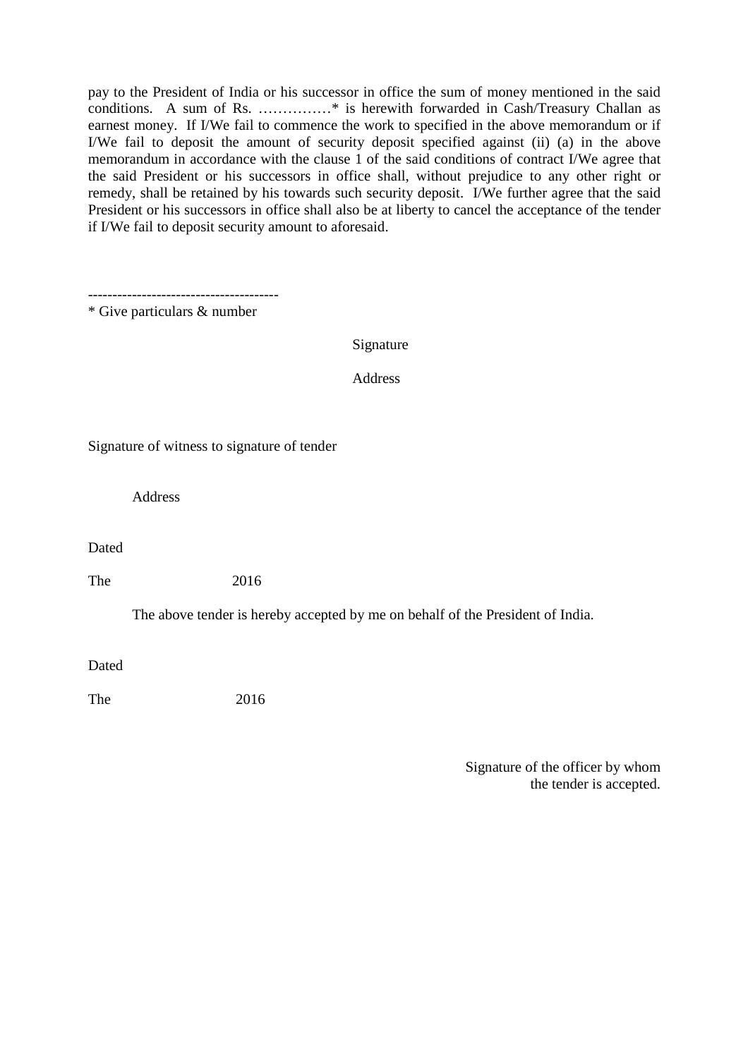pay to the President of India or his successor in office the sum of money mentioned in the said conditions. A sum of Rs. ……………* is herewith forwarded in Cash/Treasury Challan as earnest money. If I/We fail to commence the work to specified in the above memorandum or if I/We fail to deposit the amount of security deposit specified against (ii) (a) in the above memorandum in accordance with the clause 1 of the said conditions of contract I/We agree that the said President or his successors in office shall, without prejudice to any other right or remedy, shall be retained by his towards such security deposit. I/We further agree that the said President or his successors in office shall also be at liberty to cancel the acceptance of the tender if I/We fail to deposit security amount to aforesaid.

---------------------------------------

* Give particulars & number

Signature

Address

Signature of witness to signature of tender

Address

Dated

The 2016

The above tender is hereby accepted by me on behalf of the President of India.

Dated

The 2016

Signature of the officer by whom the tender is accepted.